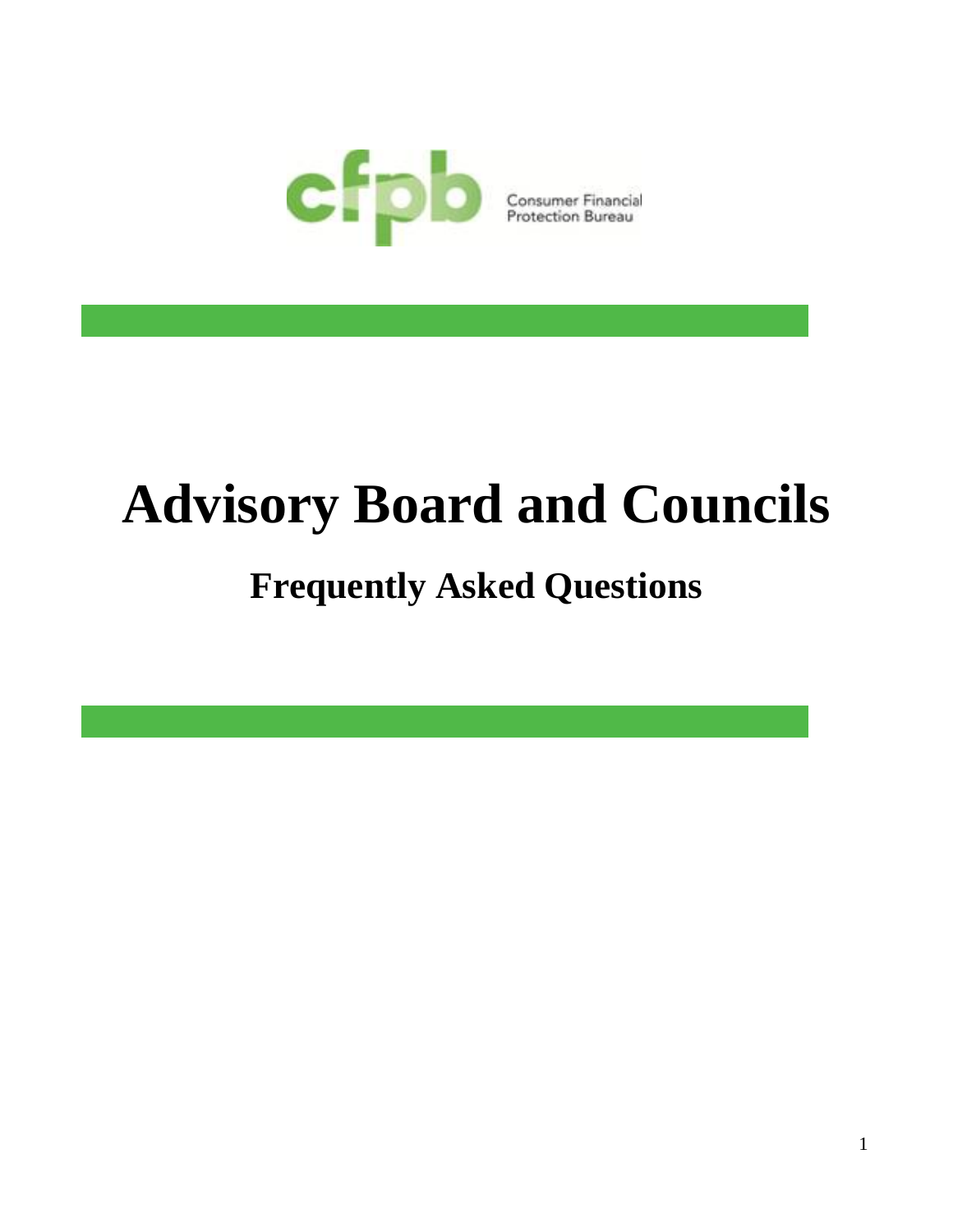cfpb Consumer Financial Protection Bureau

# Advisory Board and Councils

## Frequently Asked Questions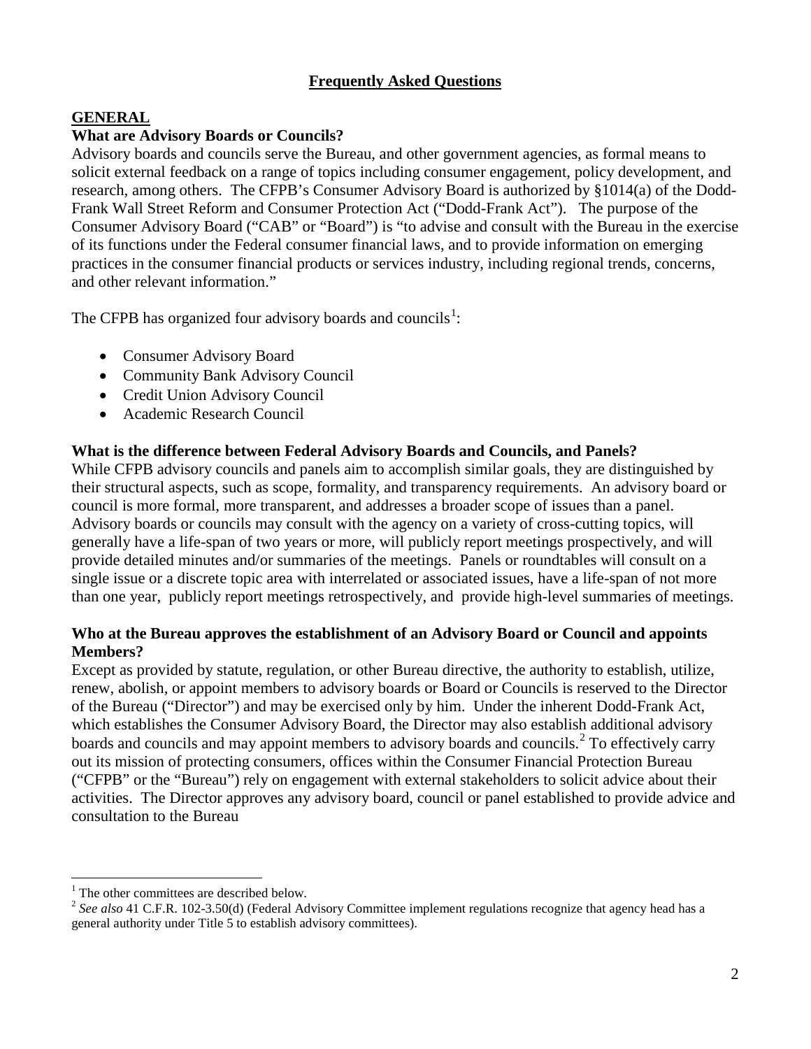## Frequently Asked Questions

### GENERAL

**What are Advisory Boards or Councils?**

Advisory boards and councils serve the Bureau, and other government agencies, as formal means to solicit external feedback on a range of topics including consumer engagement, policy development, and research, among others. The CFPB's Consumer Advisory Board is authorized by §1014(a) of the Dodd-Frank Wall Street Reform and Consumer Protection Act ("Dodd-Frank Act"). The purpose of the Consumer Advisory Board ("CAB" or "Board") is "to advise and consult with the Bureau in the exercise of its functions under the Federal consumer financial laws, and to provide information on emerging practices in the consumer financial products or services industry, including regional trends, concerns, and other relevant information."

The CFPB has organized four advisory boards and councils[1]:

- Consumer Advisory Board
- Community Bank Advisory Council
- Credit Union Advisory Council
- Academic Research Council

**What is the difference between Federal Advisory Boards and Councils, and Panels?**

While CFPB advisory councils and panels aim to accomplish similar goals, they are distinguished by their structural aspects, such as scope, formality, and transparency requirements. An advisory board or council is more formal, more transparent, and addresses a broader scope of issues than a panel. Advisory boards or councils may consult with the agency on a variety of cross-cutting topics, will generally have a life-span of two years or more, will publicly report meetings prospectively, and will provide detailed minutes and/or summaries of the meetings. Panels or roundtables will consult on a single issue or a discrete topic area with interrelated or associated issues, have a life-span of not more than one year, publicly report meetings retrospectively, and provide high-level summaries of meetings.

**Who at the Bureau approves the establishment of an Advisory Board or Council and appoints Members?**

Except as provided by statute, regulation, or other Bureau directive, the authority to establish, utilize, renew, abolish, or appoint members to advisory boards or Board or Councils is reserved to the Director of the Bureau ("Director") and may be exercised only by him. Under the inherent Dodd-Frank Act, which establishes the Consumer Advisory Board, the Director may also establish additional advisory boards and councils and may appoint members to advisory boards and councils.[2] To effectively carry out its mission of protecting consumers, offices within the Consumer Financial Protection Bureau ("CFPB" or the "Bureau") rely on engagement with external stakeholders to solicit advice about their activities. The Director approves any advisory board, council or panel established to provide advice and consultation to the Bureau

---

[1] The other committees are described below.

[2] *See also* 41 C.F.R. 102-3.50(d) (Federal Advisory Committee implement regulations recognize that agency head has a general authority under Title 5 to establish advisory committees).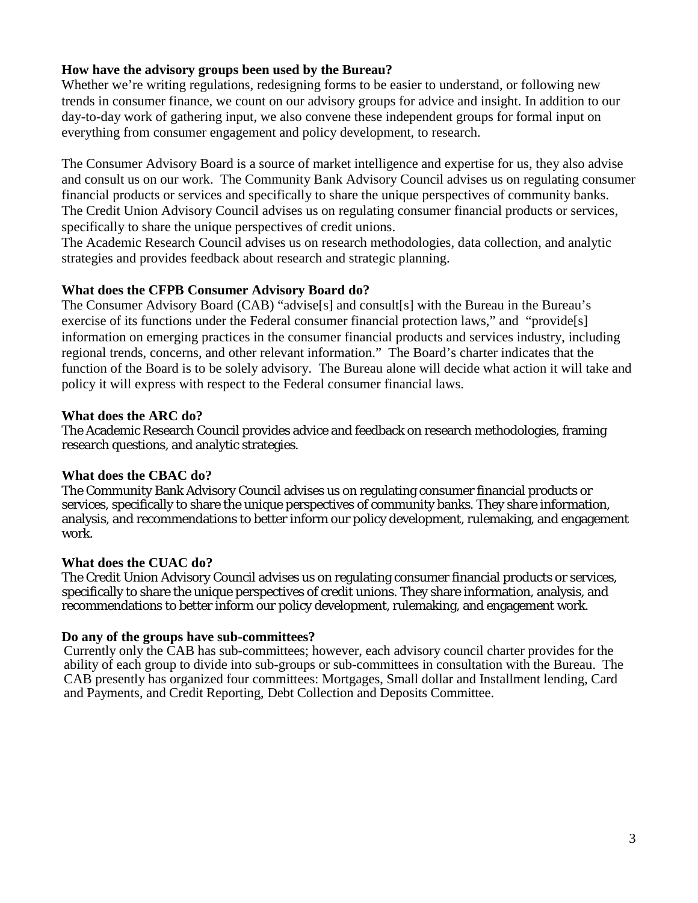**How have the advisory groups been used by the Bureau?**

Whether we're writing regulations, redesigning forms to be easier to understand, or following new trends in consumer finance, we count on our advisory groups for advice and insight. In addition to our day-to-day work of gathering input, we also convene these independent groups for formal input on everything from consumer engagement and policy development, to research.

The Consumer Advisory Board is a source of market intelligence and expertise for us, they also advise and consult us on our work. The Community Bank Advisory Council advises us on regulating consumer financial products or services and specifically to share the unique perspectives of community banks. The Credit Union Advisory Council advises us on regulating consumer financial products or services, specifically to share the unique perspectives of credit unions.
The Academic Research Council advises us on research methodologies, data collection, and analytic strategies and provides feedback about research and strategic planning.

**What does the CFPB Consumer Advisory Board do?**

The Consumer Advisory Board (CAB) "advise[s] and consult[s] with the Bureau in the Bureau's exercise of its functions under the Federal consumer financial protection laws," and "provide[s] information on emerging practices in the consumer financial products and services industry, including regional trends, concerns, and other relevant information." The Board's charter indicates that the function of the Board is to be solely advisory. The Bureau alone will decide what action it will take and policy it will express with respect to the Federal consumer financial laws.

**What does the ARC do?**

The Academic Research Council provides advice and feedback on research methodologies, framing research questions, and analytic strategies.

**What does the CBAC do?**

The Community Bank Advisory Council advises us on regulating consumer financial products or services, specifically to share the unique perspectives of community banks. They share information, analysis, and recommendations to better inform our policy development, rulemaking, and engagement work.

**What does the CUAC do?**

The Credit Union Advisory Council advises us on regulating consumer financial products or services, specifically to share the unique perspectives of credit unions. They share information, analysis, and recommendations to better inform our policy development, rulemaking, and engagement work.

**Do any of the groups have sub-committees?**

Currently only the CAB has sub-committees; however, each advisory council charter provides for the ability of each group to divide into sub-groups or sub-committees in consultation with the Bureau. The CAB presently has organized four committees: Mortgages, Small dollar and Installment lending, Card and Payments, and Credit Reporting, Debt Collection and Deposits Committee.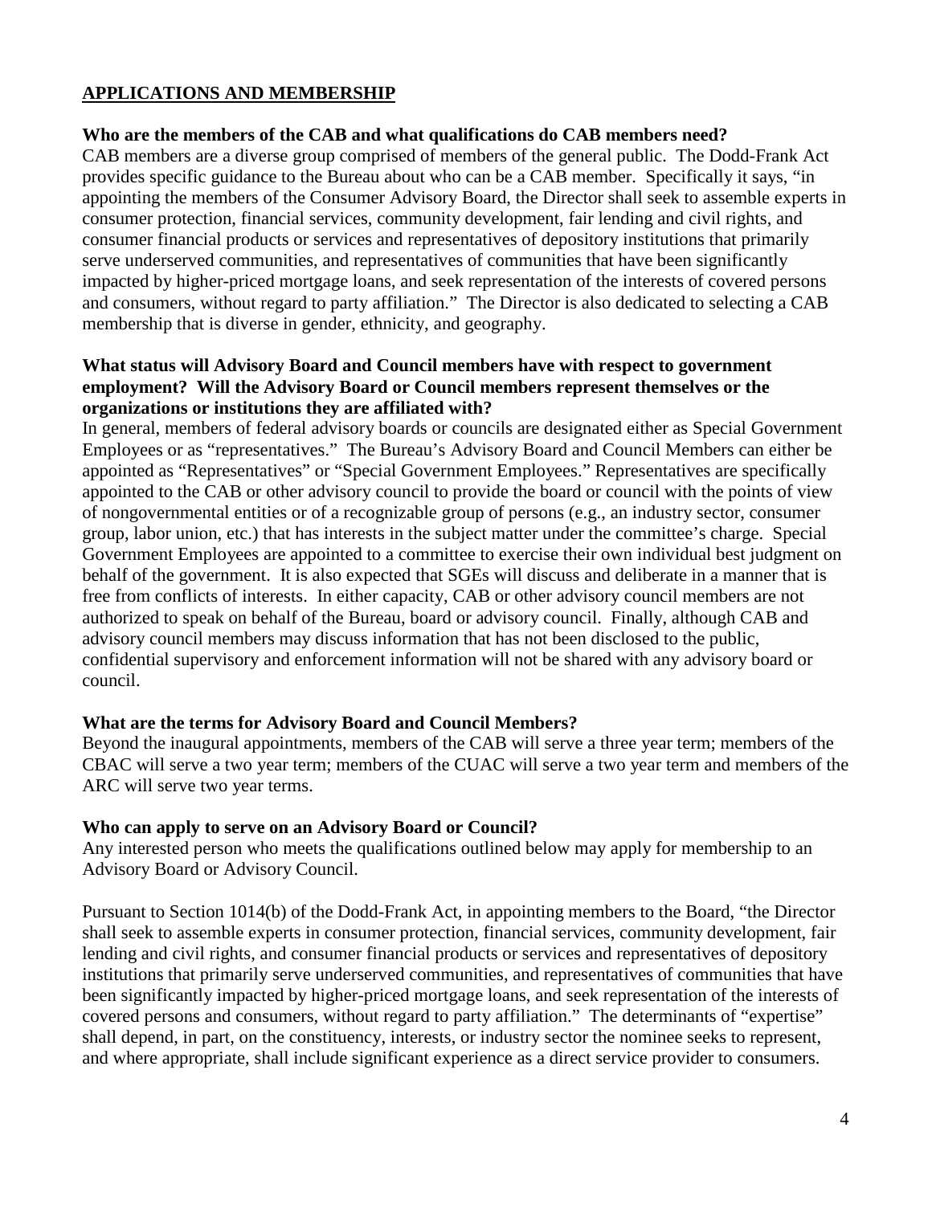## APPLICATIONS AND MEMBERSHIP

**Who are the members of the CAB and what qualifications do CAB members need?**

CAB members are a diverse group comprised of members of the general public. The Dodd-Frank Act provides specific guidance to the Bureau about who can be a CAB member. Specifically it says, "in appointing the members of the Consumer Advisory Board, the Director shall seek to assemble experts in consumer protection, financial services, community development, fair lending and civil rights, and consumer financial products or services and representatives of depository institutions that primarily serve underserved communities, and representatives of communities that have been significantly impacted by higher-priced mortgage loans, and seek representation of the interests of covered persons and consumers, without regard to party affiliation." The Director is also dedicated to selecting a CAB membership that is diverse in gender, ethnicity, and geography.

**What status will Advisory Board and Council members have with respect to government employment? Will the Advisory Board or Council members represent themselves or the organizations or institutions they are affiliated with?**

In general, members of federal advisory boards or councils are designated either as Special Government Employees or as "representatives." The Bureau's Advisory Board and Council Members can either be appointed as "Representatives" or "Special Government Employees." Representatives are specifically appointed to the CAB or other advisory council to provide the board or council with the points of view of nongovernmental entities or of a recognizable group of persons (e.g., an industry sector, consumer group, labor union, etc.) that has interests in the subject matter under the committee's charge. Special Government Employees are appointed to a committee to exercise their own individual best judgment on behalf of the government. It is also expected that SGEs will discuss and deliberate in a manner that is free from conflicts of interests. In either capacity, CAB or other advisory council members are not authorized to speak on behalf of the Bureau, board or advisory council. Finally, although CAB and advisory council members may discuss information that has not been disclosed to the public, confidential supervisory and enforcement information will not be shared with any advisory board or council.

**What are the terms for Advisory Board and Council Members?**

Beyond the inaugural appointments, members of the CAB will serve a three year term; members of the CBAC will serve a two year term; members of the CUAC will serve a two year term and members of the ARC will serve two year terms.

**Who can apply to serve on an Advisory Board or Council?**

Any interested person who meets the qualifications outlined below may apply for membership to an Advisory Board or Advisory Council.

Pursuant to Section 1014(b) of the Dodd-Frank Act, in appointing members to the Board, "the Director shall seek to assemble experts in consumer protection, financial services, community development, fair lending and civil rights, and consumer financial products or services and representatives of depository institutions that primarily serve underserved communities, and representatives of communities that have been significantly impacted by higher-priced mortgage loans, and seek representation of the interests of covered persons and consumers, without regard to party affiliation." The determinants of "expertise" shall depend, in part, on the constituency, interests, or industry sector the nominee seeks to represent, and where appropriate, shall include significant experience as a direct service provider to consumers.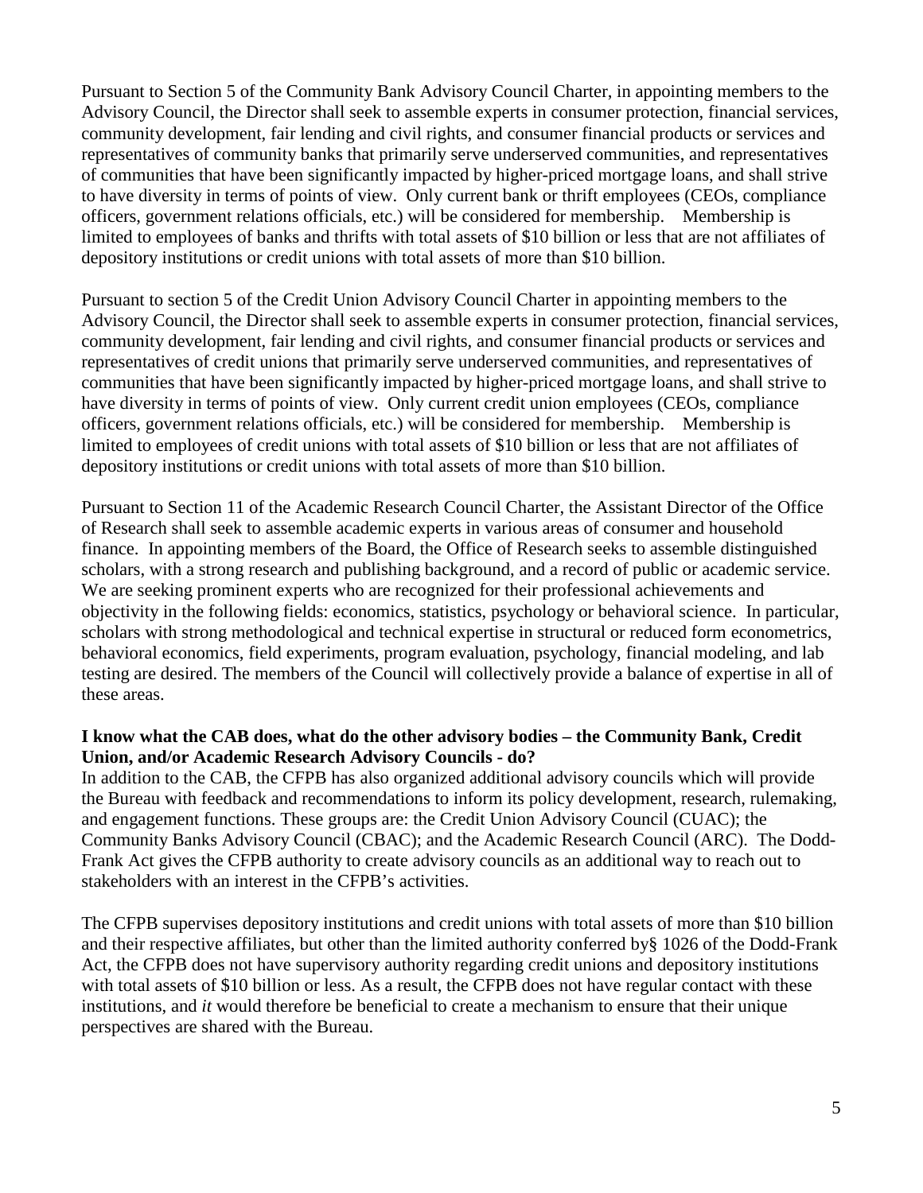Pursuant to Section 5 of the Community Bank Advisory Council Charter, in appointing members to the Advisory Council, the Director shall seek to assemble experts in consumer protection, financial services, community development, fair lending and civil rights, and consumer financial products or services and representatives of community banks that primarily serve underserved communities, and representatives of communities that have been significantly impacted by higher-priced mortgage loans, and shall strive to have diversity in terms of points of view. Only current bank or thrift employees (CEOs, compliance officers, government relations officials, etc.) will be considered for membership. Membership is limited to employees of banks and thrifts with total assets of $10 billion or less that are not affiliates of depository institutions or credit unions with total assets of more than $10 billion.

Pursuant to section 5 of the Credit Union Advisory Council Charter in appointing members to the Advisory Council, the Director shall seek to assemble experts in consumer protection, financial services, community development, fair lending and civil rights, and consumer financial products or services and representatives of credit unions that primarily serve underserved communities, and representatives of communities that have been significantly impacted by higher-priced mortgage loans, and shall strive to have diversity in terms of points of view. Only current credit union employees (CEOs, compliance officers, government relations officials, etc.) will be considered for membership. Membership is limited to employees of credit unions with total assets of $10 billion or less that are not affiliates of depository institutions or credit unions with total assets of more than $10 billion.

Pursuant to Section 11 of the Academic Research Council Charter, the Assistant Director of the Office of Research shall seek to assemble academic experts in various areas of consumer and household finance. In appointing members of the Board, the Office of Research seeks to assemble distinguished scholars, with a strong research and publishing background, and a record of public or academic service. We are seeking prominent experts who are recognized for their professional achievements and objectivity in the following fields: economics, statistics, psychology or behavioral science. In particular, scholars with strong methodological and technical expertise in structural or reduced form econometrics, behavioral economics, field experiments, program evaluation, psychology, financial modeling, and lab testing are desired. The members of the Council will collectively provide a balance of expertise in all of these areas.

**I know what the CAB does, what do the other advisory bodies – the Community Bank, Credit Union, and/or Academic Research Advisory Councils - do?**

In addition to the CAB, the CFPB has also organized additional advisory councils which will provide the Bureau with feedback and recommendations to inform its policy development, research, rulemaking, and engagement functions. These groups are: the Credit Union Advisory Council (CUAC); the Community Banks Advisory Council (CBAC); and the Academic Research Council (ARC). The Dodd-Frank Act gives the CFPB authority to create advisory councils as an additional way to reach out to stakeholders with an interest in the CFPB's activities.

The CFPB supervises depository institutions and credit unions with total assets of more than $10 billion and their respective affiliates, but other than the limited authority conferred by§ 1026 of the Dodd-Frank Act, the CFPB does not have supervisory authority regarding credit unions and depository institutions with total assets of $10 billion or less. As a result, the CFPB does not have regular contact with these institutions, and *it* would therefore be beneficial to create a mechanism to ensure that their unique perspectives are shared with the Bureau.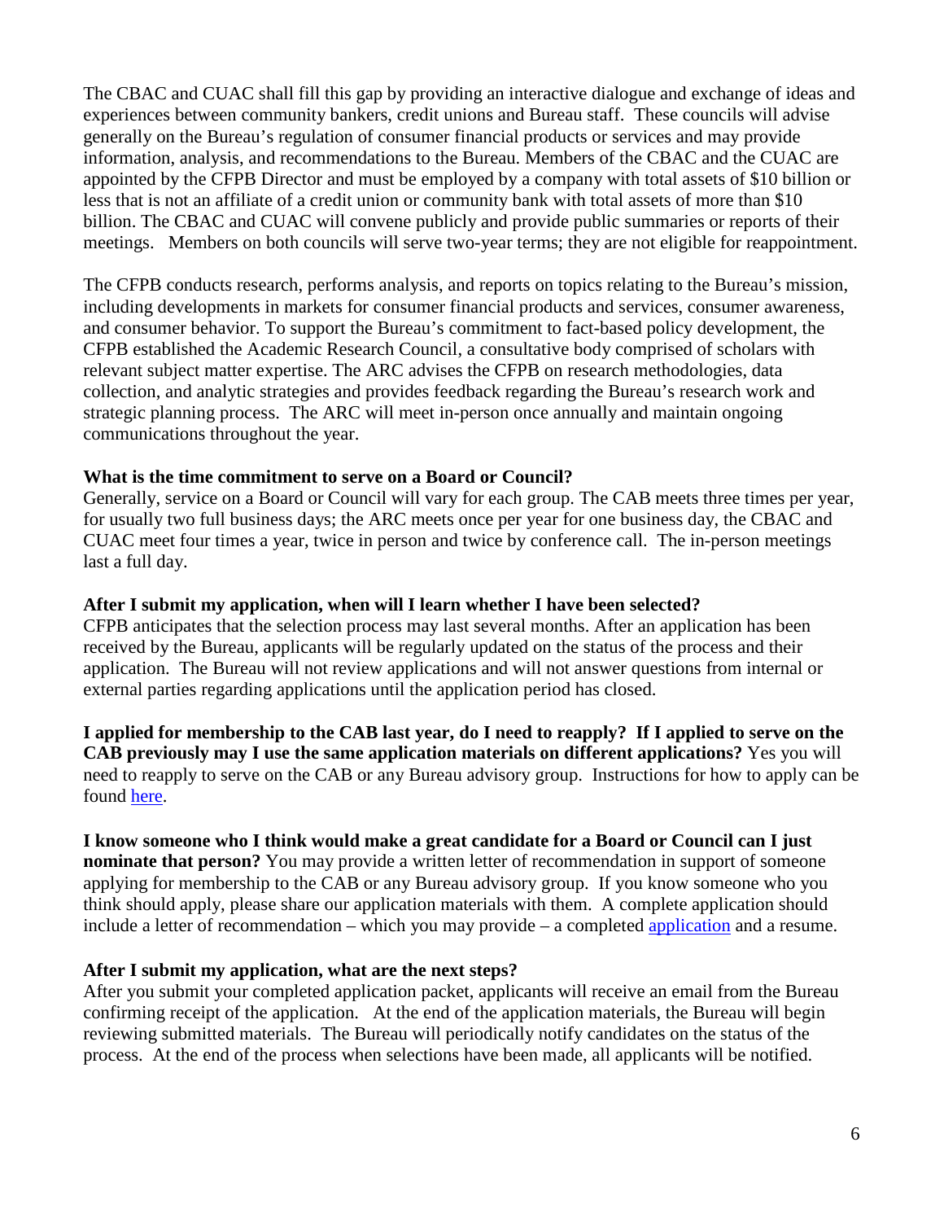The CBAC and CUAC shall fill this gap by providing an interactive dialogue and exchange of ideas and experiences between community bankers, credit unions and Bureau staff. These councils will advise generally on the Bureau's regulation of consumer financial products or services and may provide information, analysis, and recommendations to the Bureau. Members of the CBAC and the CUAC are appointed by the CFPB Director and must be employed by a company with total assets of $10 billion or less that is not an affiliate of a credit union or community bank with total assets of more than $10 billion. The CBAC and CUAC will convene publicly and provide public summaries or reports of their meetings. Members on both councils will serve two-year terms; they are not eligible for reappointment.

The CFPB conducts research, performs analysis, and reports on topics relating to the Bureau's mission, including developments in markets for consumer financial products and services, consumer awareness, and consumer behavior. To support the Bureau's commitment to fact-based policy development, the CFPB established the Academic Research Council, a consultative body comprised of scholars with relevant subject matter expertise. The ARC advises the CFPB on research methodologies, data collection, and analytic strategies and provides feedback regarding the Bureau's research work and strategic planning process. The ARC will meet in-person once annually and maintain ongoing communications throughout the year.

**What is the time commitment to serve on a Board or Council?**
Generally, service on a Board or Council will vary for each group. The CAB meets three times per year, for usually two full business days; the ARC meets once per year for one business day, the CBAC and CUAC meet four times a year, twice in person and twice by conference call. The in-person meetings last a full day.

**After I submit my application, when will I learn whether I have been selected?**
CFPB anticipates that the selection process may last several months. After an application has been received by the Bureau, applicants will be regularly updated on the status of the process and their application. The Bureau will not review applications and will not answer questions from internal or external parties regarding applications until the application period has closed.

**I applied for membership to the CAB last year, do I need to reapply? If I applied to serve on the CAB previously may I use the same application materials on different applications?** Yes you will need to reapply to serve on the CAB or any Bureau advisory group. Instructions for how to apply can be found here.

**I know someone who I think would make a great candidate for a Board or Council can I just nominate that person?** You may provide a written letter of recommendation in support of someone applying for membership to the CAB or any Bureau advisory group. If you know someone who you think should apply, please share our application materials with them. A complete application should include a letter of recommendation – which you may provide – a completed application and a resume.

**After I submit my application, what are the next steps?**
After you submit your completed application packet, applicants will receive an email from the Bureau confirming receipt of the application. At the end of the application materials, the Bureau will begin reviewing submitted materials. The Bureau will periodically notify candidates on the status of the process. At the end of the process when selections have been made, all applicants will be notified.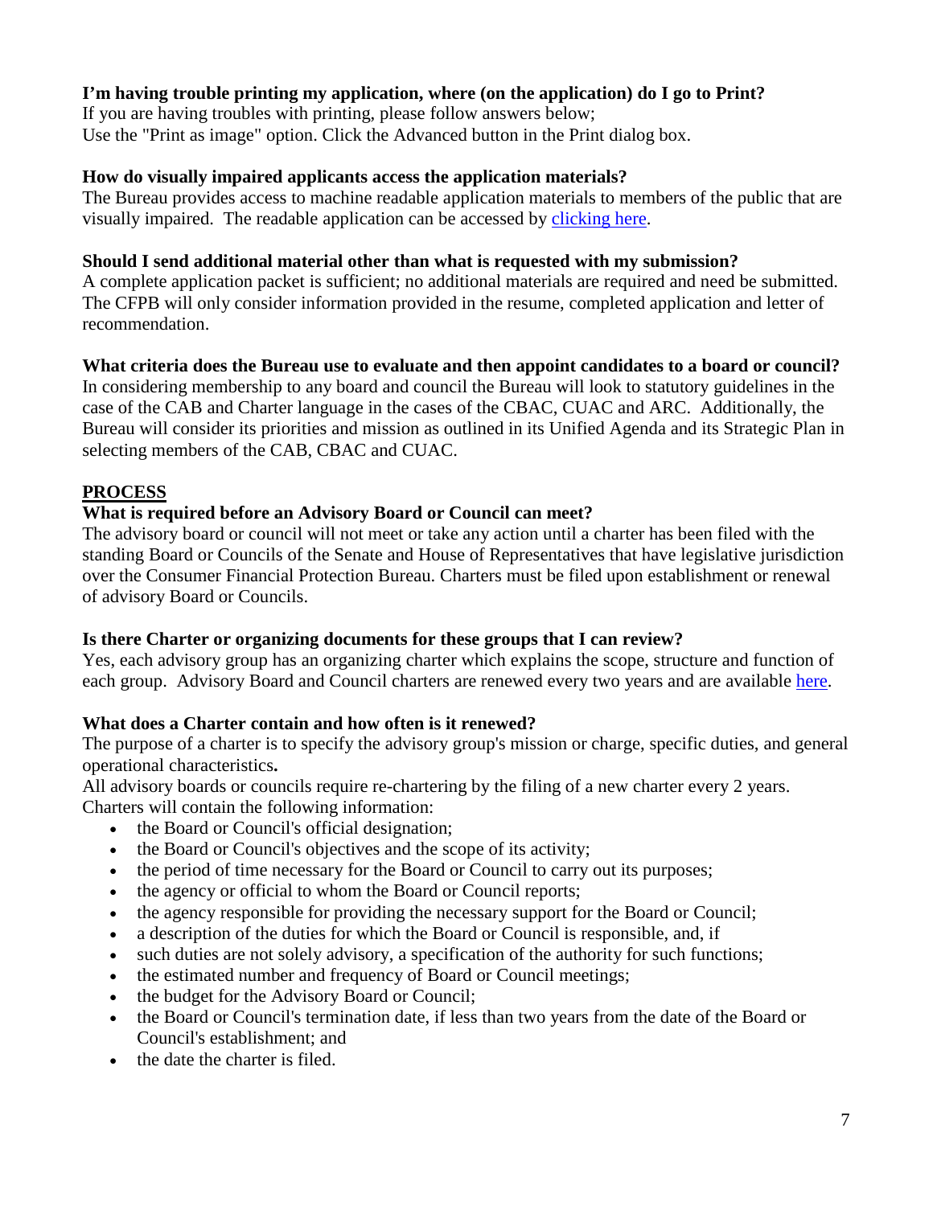**I'm having trouble printing my application, where (on the application) do I go to Print?**

If you are having troubles with printing, please follow answers below;
Use the "Print as image" option. Click the Advanced button in the Print dialog box.

**How do visually impaired applicants access the application materials?**

The Bureau provides access to machine readable application materials to members of the public that are visually impaired. The readable application can be accessed by clicking here.

**Should I send additional material other than what is requested with my submission?**

A complete application packet is sufficient; no additional materials are required and need be submitted. The CFPB will only consider information provided in the resume, completed application and letter of recommendation.

**What criteria does the Bureau use to evaluate and then appoint candidates to a board or council?**

In considering membership to any board and council the Bureau will look to statutory guidelines in the case of the CAB and Charter language in the cases of the CBAC, CUAC and ARC. Additionally, the Bureau will consider its priorities and mission as outlined in its Unified Agenda and its Strategic Plan in selecting members of the CAB, CBAC and CUAC.

## PROCESS

**What is required before an Advisory Board or Council can meet?**

The advisory board or council will not meet or take any action until a charter has been filed with the standing Board or Councils of the Senate and House of Representatives that have legislative jurisdiction over the Consumer Financial Protection Bureau. Charters must be filed upon establishment or renewal of advisory Board or Councils.

**Is there Charter or organizing documents for these groups that I can review?**

Yes, each advisory group has an organizing charter which explains the scope, structure and function of each group. Advisory Board and Council charters are renewed every two years and are available here.

**What does a Charter contain and how often is it renewed?**

The purpose of a charter is to specify the advisory group's mission or charge, specific duties, and general operational characteristics**.**

All advisory boards or councils require re-chartering by the filing of a new charter every 2 years. Charters will contain the following information:

- the Board or Council's official designation;
- the Board or Council's objectives and the scope of its activity;
- the period of time necessary for the Board or Council to carry out its purposes;
- the agency or official to whom the Board or Council reports;
- the agency responsible for providing the necessary support for the Board or Council;
- a description of the duties for which the Board or Council is responsible, and, if
- such duties are not solely advisory, a specification of the authority for such functions;
- the estimated number and frequency of Board or Council meetings;
- the budget for the Advisory Board or Council;
- the Board or Council's termination date, if less than two years from the date of the Board or Council's establishment; and
- the date the charter is filed.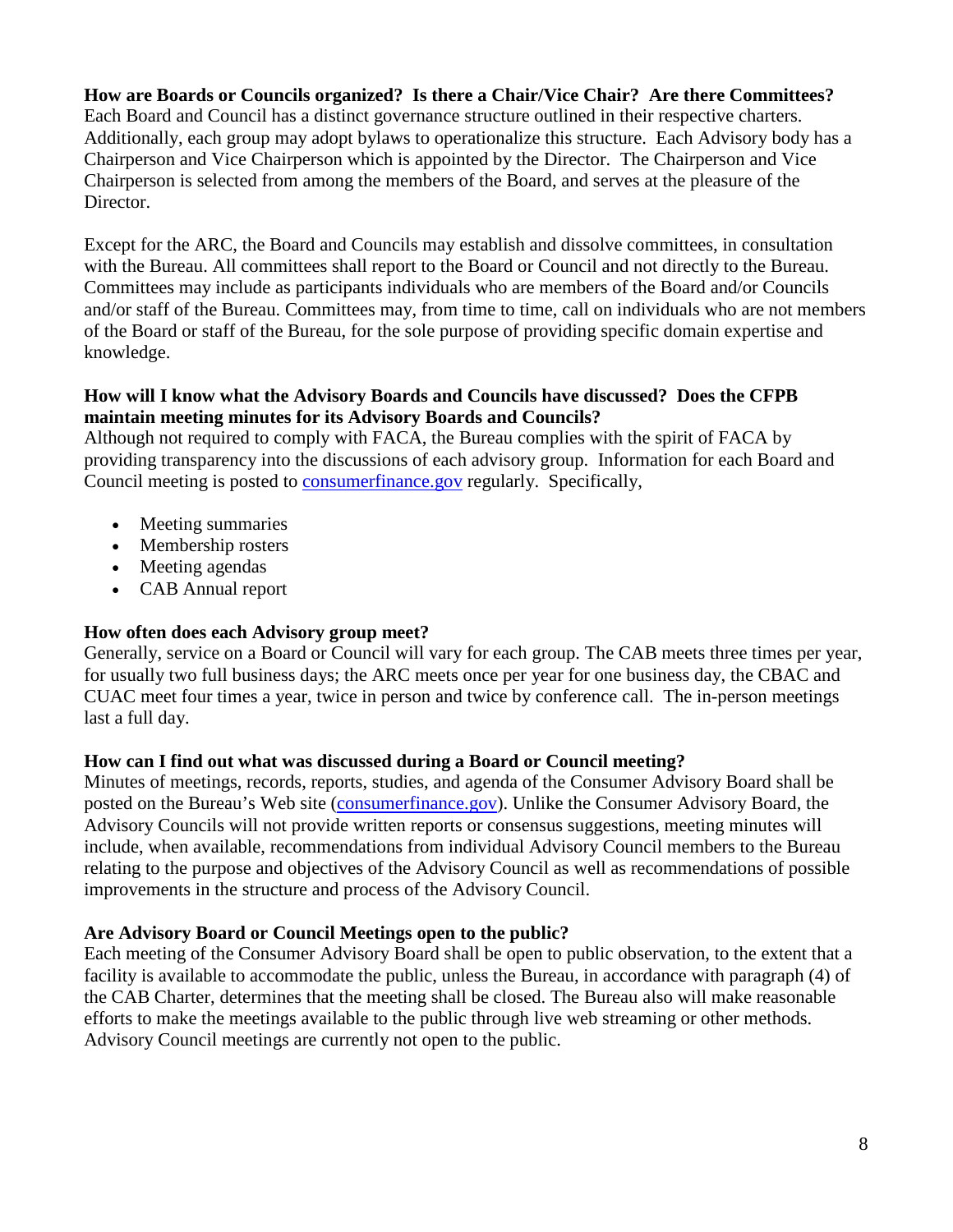**How are Boards or Councils organized? Is there a Chair/Vice Chair? Are there Committees?**
Each Board and Council has a distinct governance structure outlined in their respective charters. Additionally, each group may adopt bylaws to operationalize this structure. Each Advisory body has a Chairperson and Vice Chairperson which is appointed by the Director. The Chairperson and Vice Chairperson is selected from among the members of the Board, and serves at the pleasure of the Director.

Except for the ARC, the Board and Councils may establish and dissolve committees, in consultation with the Bureau. All committees shall report to the Board or Council and not directly to the Bureau. Committees may include as participants individuals who are members of the Board and/or Councils and/or staff of the Bureau. Committees may, from time to time, call on individuals who are not members of the Board or staff of the Bureau, for the sole purpose of providing specific domain expertise and knowledge.

**How will I know what the Advisory Boards and Councils have discussed? Does the CFPB maintain meeting minutes for its Advisory Boards and Councils?**
Although not required to comply with FACA, the Bureau complies with the spirit of FACA by providing transparency into the discussions of each advisory group. Information for each Board and Council meeting is posted to consumerfinance.gov regularly. Specifically,

- Meeting summaries
- Membership rosters
- Meeting agendas
- CAB Annual report

**How often does each Advisory group meet?**
Generally, service on a Board or Council will vary for each group. The CAB meets three times per year, for usually two full business days; the ARC meets once per year for one business day, the CBAC and CUAC meet four times a year, twice in person and twice by conference call. The in-person meetings last a full day.

**How can I find out what was discussed during a Board or Council meeting?**
Minutes of meetings, records, reports, studies, and agenda of the Consumer Advisory Board shall be posted on the Bureau's Web site (consumerfinance.gov). Unlike the Consumer Advisory Board, the Advisory Councils will not provide written reports or consensus suggestions, meeting minutes will include, when available, recommendations from individual Advisory Council members to the Bureau relating to the purpose and objectives of the Advisory Council as well as recommendations of possible improvements in the structure and process of the Advisory Council.

**Are Advisory Board or Council Meetings open to the public?**
Each meeting of the Consumer Advisory Board shall be open to public observation, to the extent that a facility is available to accommodate the public, unless the Bureau, in accordance with paragraph (4) of the CAB Charter, determines that the meeting shall be closed. The Bureau also will make reasonable efforts to make the meetings available to the public through live web streaming or other methods. Advisory Council meetings are currently not open to the public.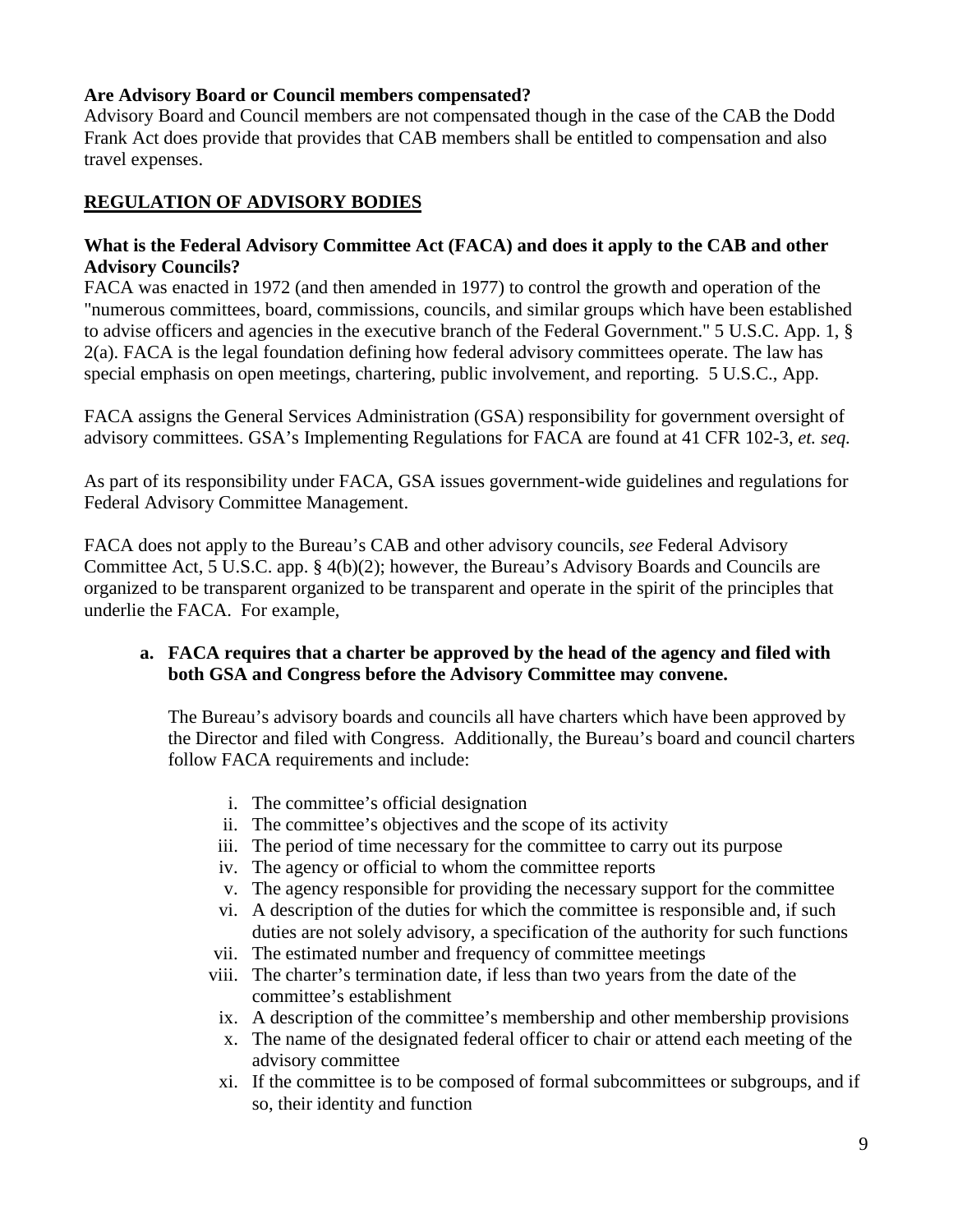**Are Advisory Board or Council members compensated?**

Advisory Board and Council members are not compensated though in the case of the CAB the Dodd Frank Act does provide that provides that CAB members shall be entitled to compensation and also travel expenses.

## REGULATION OF ADVISORY BODIES

**What is the Federal Advisory Committee Act (FACA) and does it apply to the CAB and other Advisory Councils?**

FACA was enacted in 1972 (and then amended in 1977) to control the growth and operation of the "numerous committees, board, commissions, councils, and similar groups which have been established to advise officers and agencies in the executive branch of the Federal Government." 5 U.S.C. App. 1, § 2(a). FACA is the legal foundation defining how federal advisory committees operate. The law has special emphasis on open meetings, chartering, public involvement, and reporting. 5 U.S.C., App.

FACA assigns the General Services Administration (GSA) responsibility for government oversight of advisory committees. GSA's Implementing Regulations for FACA are found at 41 CFR 102-3, *et. seq.*

As part of its responsibility under FACA, GSA issues government-wide guidelines and regulations for Federal Advisory Committee Management.

FACA does not apply to the Bureau's CAB and other advisory councils, *see* Federal Advisory Committee Act, 5 U.S.C. app. § 4(b)(2); however, the Bureau's Advisory Boards and Councils are organized to be transparent organized to be transparent and operate in the spirit of the principles that underlie the FACA. For example,

**a. FACA requires that a charter be approved by the head of the agency and filed with both GSA and Congress before the Advisory Committee may convene.**

The Bureau's advisory boards and councils all have charters which have been approved by the Director and filed with Congress. Additionally, the Bureau's board and council charters follow FACA requirements and include:

i. The committee's official designation
ii. The committee's objectives and the scope of its activity
iii. The period of time necessary for the committee to carry out its purpose
iv. The agency or official to whom the committee reports
v. The agency responsible for providing the necessary support for the committee
vi. A description of the duties for which the committee is responsible and, if such duties are not solely advisory, a specification of the authority for such functions
vii. The estimated number and frequency of committee meetings
viii. The charter's termination date, if less than two years from the date of the committee's establishment
ix. A description of the committee's membership and other membership provisions
x. The name of the designated federal officer to chair or attend each meeting of the advisory committee
xi. If the committee is to be composed of formal subcommittees or subgroups, and if so, their identity and function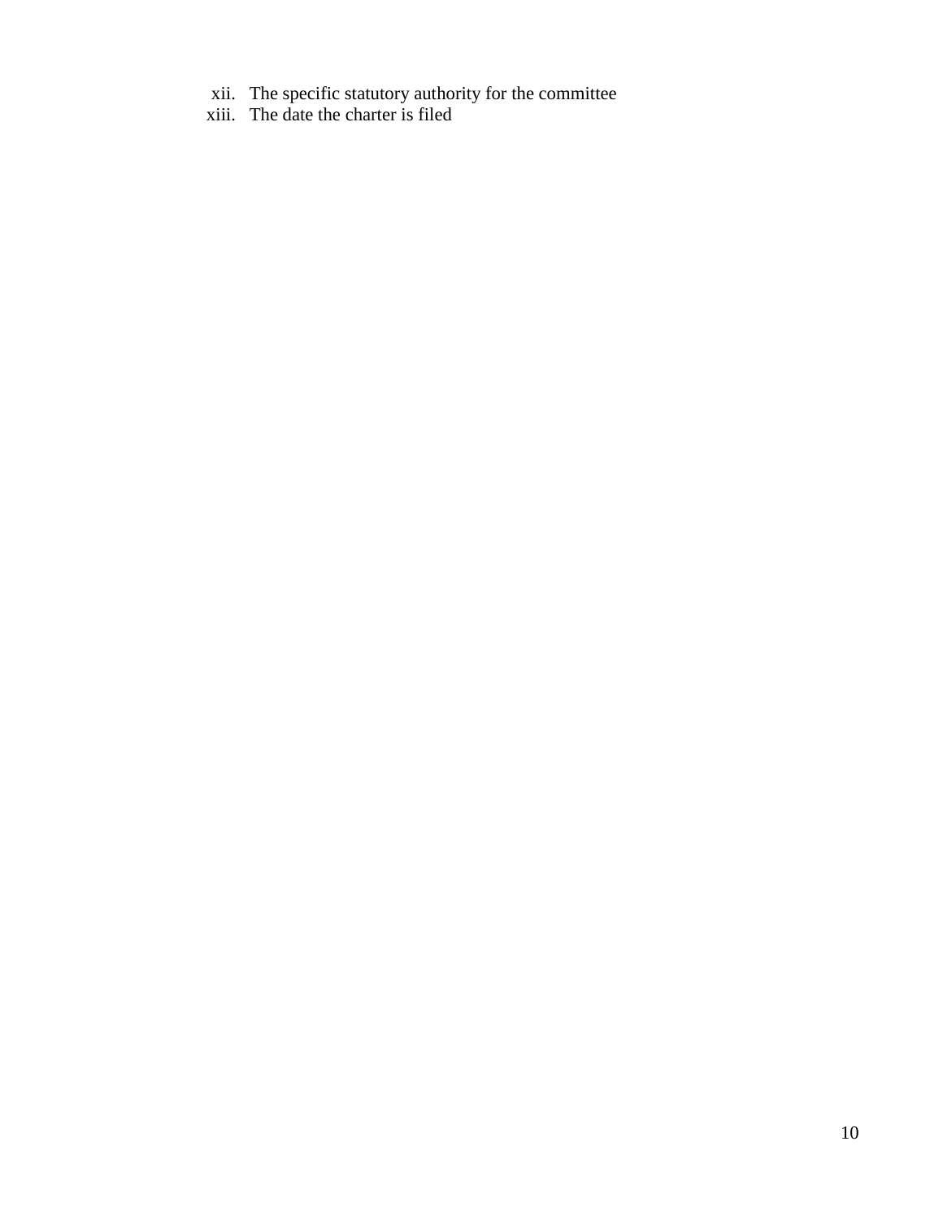xii. The specific statutory authority for the committee

xiii. The date the charter is filed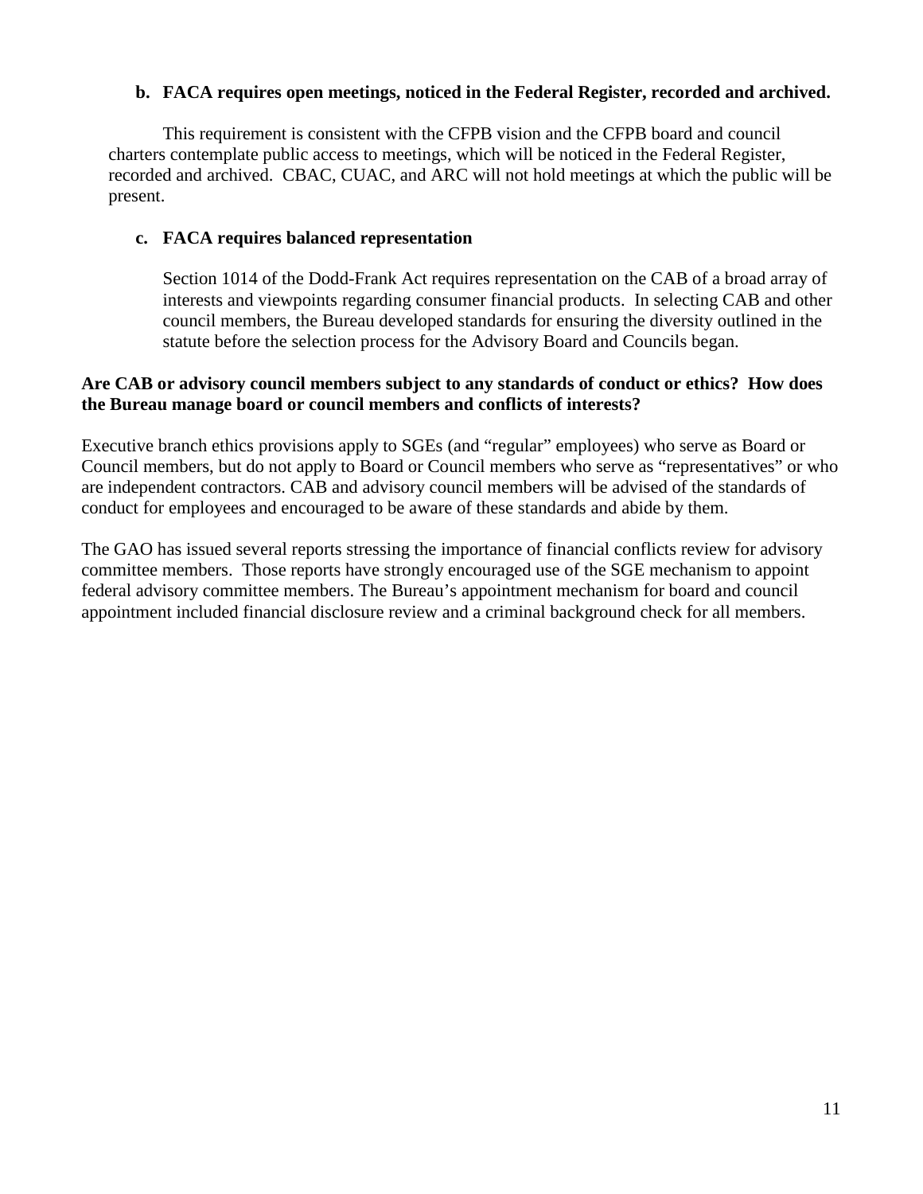**b. FACA requires open meetings, noticed in the Federal Register, recorded and archived.**

This requirement is consistent with the CFPB vision and the CFPB board and council charters contemplate public access to meetings, which will be noticed in the Federal Register, recorded and archived. CBAC, CUAC, and ARC will not hold meetings at which the public will be present.

**c. FACA requires balanced representation**

Section 1014 of the Dodd-Frank Act requires representation on the CAB of a broad array of interests and viewpoints regarding consumer financial products. In selecting CAB and other council members, the Bureau developed standards for ensuring the diversity outlined in the statute before the selection process for the Advisory Board and Councils began.

**Are CAB or advisory council members subject to any standards of conduct or ethics? How does the Bureau manage board or council members and conflicts of interests?**

Executive branch ethics provisions apply to SGEs (and "regular" employees) who serve as Board or Council members, but do not apply to Board or Council members who serve as "representatives" or who are independent contractors. CAB and advisory council members will be advised of the standards of conduct for employees and encouraged to be aware of these standards and abide by them.

The GAO has issued several reports stressing the importance of financial conflicts review for advisory committee members. Those reports have strongly encouraged use of the SGE mechanism to appoint federal advisory committee members. The Bureau's appointment mechanism for board and council appointment included financial disclosure review and a criminal background check for all members.